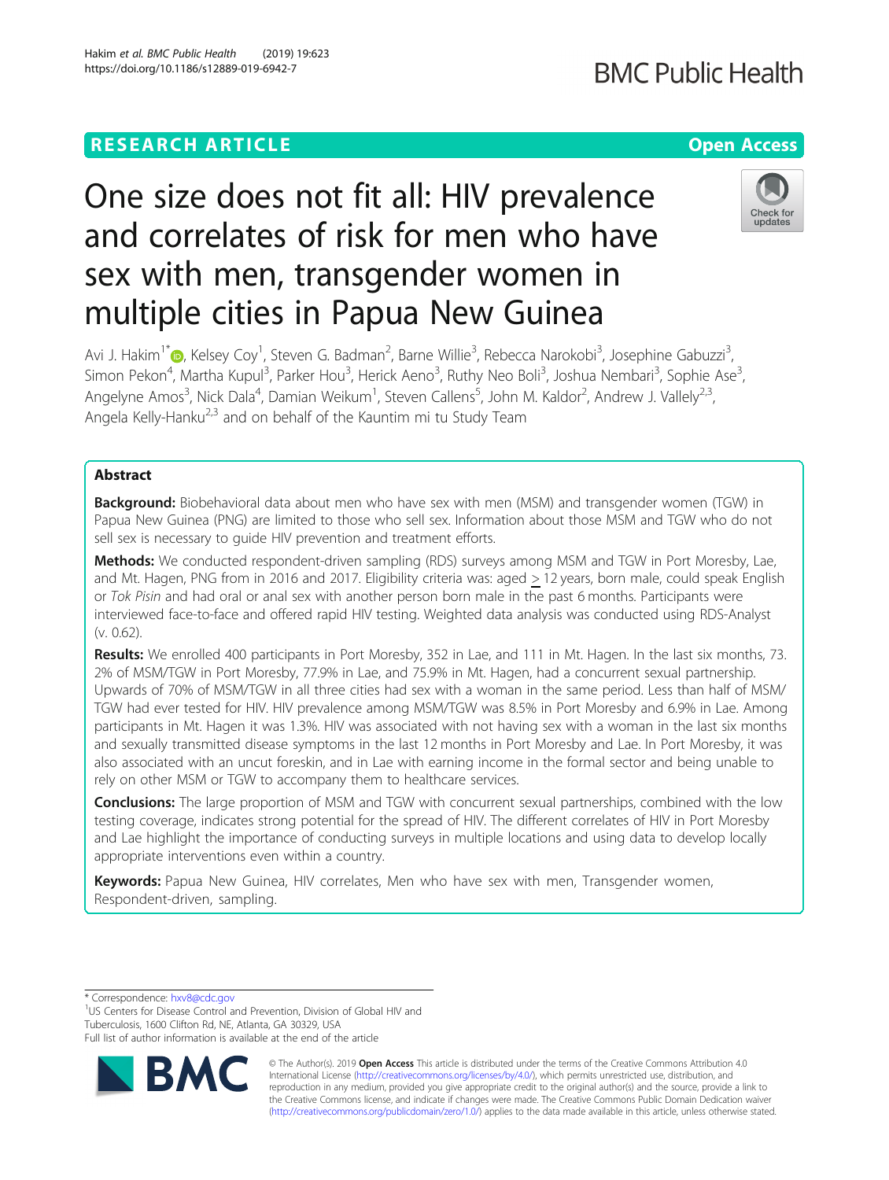RESEARCH ARTICLE

Open Access

# One size does not fit all: HIV prevalence and correlates of risk for men who have sex with men, transgender women in multiple cities in Papua New Guinea

Avi J. Hakim[1*], Kelsey Coy[1], Steven G. Badman[2], Barne Willie[3], Rebecca Narokobi[3], Josephine Gabuzzi[3], Simon Pekon[4], Martha Kupul[3], Parker Hou[3], Herick Aeno[3], Ruthy Neo Boli[3], Joshua Nembari[3], Sophie Ase[3], Angelyne Amos[3], Nick Dala[4], Damian Weikum[1], Steven Callens[5], John M. Kaldor[2], Andrew J. Vallely[2,3], Angela Kelly-Hanku[2,3] and on behalf of the Kauntim mi tu Study Team

## Abstract

**Background:** Biobehavioral data about men who have sex with men (MSM) and transgender women (TGW) in Papua New Guinea (PNG) are limited to those who sell sex. Information about those MSM and TGW who do not sell sex is necessary to guide HIV prevention and treatment efforts.

**Methods:** We conducted respondent-driven sampling (RDS) surveys among MSM and TGW in Port Moresby, Lae, and Mt. Hagen, PNG from in 2016 and 2017. Eligibility criteria was: aged ≥ 12 years, born male, could speak English or *Tok Pisin* and had oral or anal sex with another person born male in the past 6 months. Participants were interviewed face-to-face and offered rapid HIV testing. Weighted data analysis was conducted using RDS-Analyst (v. 0.62).

**Results:** We enrolled 400 participants in Port Moresby, 352 in Lae, and 111 in Mt. Hagen. In the last six months, 73.2% of MSM/TGW in Port Moresby, 77.9% in Lae, and 75.9% in Mt. Hagen, had a concurrent sexual partnership. Upwards of 70% of MSM/TGW in all three cities had sex with a woman in the same period. Less than half of MSM/TGW had ever tested for HIV. HIV prevalence among MSM/TGW was 8.5% in Port Moresby and 6.9% in Lae. Among participants in Mt. Hagen it was 1.3%. HIV was associated with not having sex with a woman in the last six months and sexually transmitted disease symptoms in the last 12 months in Port Moresby and Lae. In Port Moresby, it was also associated with an uncut foreskin, and in Lae with earning income in the formal sector and being unable to rely on other MSM or TGW to accompany them to healthcare services.

**Conclusions:** The large proportion of MSM and TGW with concurrent sexual partnerships, combined with the low testing coverage, indicates strong potential for the spread of HIV. The different correlates of HIV in Port Moresby and Lae highlight the importance of conducting surveys in multiple locations and using data to develop locally appropriate interventions even within a country.

**Keywords:** Papua New Guinea, HIV correlates, Men who have sex with men, Transgender women, Respondent-driven, sampling.

* Correspondence: hxv8@cdc.gov
[1]US Centers for Disease Control and Prevention, Division of Global HIV and Tuberculosis, 1600 Clifton Rd, NE, Atlanta, GA 30329, USA
Full list of author information is available at the end of the article

© The Author(s). 2019 **Open Access** This article is distributed under the terms of the Creative Commons Attribution 4.0 International License (http://creativecommons.org/licenses/by/4.0/), which permits unrestricted use, distribution, and reproduction in any medium, provided you give appropriate credit to the original author(s) and the source, provide a link to the Creative Commons license, and indicate if changes were made. The Creative Commons Public Domain Dedication waiver (http://creativecommons.org/publicdomain/zero/1.0/) applies to the data made available in this article, unless otherwise stated.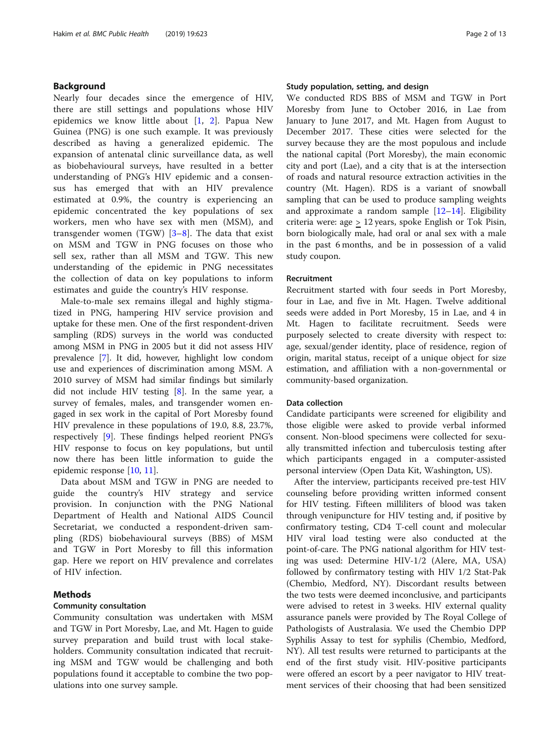## Background

Nearly four decades since the emergence of HIV, there are still settings and populations whose HIV epidemics we know little about [1, 2]. Papua New Guinea (PNG) is one such example. It was previously described as having a generalized epidemic. The expansion of antenatal clinic surveillance data, as well as biobehavioural surveys, have resulted in a better understanding of PNG's HIV epidemic and a consensus has emerged that with an HIV prevalence estimated at 0.9%, the country is experiencing an epidemic concentrated the key populations of sex workers, men who have sex with men (MSM), and transgender women (TGW) [3–8]. The data that exist on MSM and TGW in PNG focuses on those who sell sex, rather than all MSM and TGW. This new understanding of the epidemic in PNG necessitates the collection of data on key populations to inform estimates and guide the country's HIV response.

Male-to-male sex remains illegal and highly stigmatized in PNG, hampering HIV service provision and uptake for these men. One of the first respondent-driven sampling (RDS) surveys in the world was conducted among MSM in PNG in 2005 but it did not assess HIV prevalence [7]. It did, however, highlight low condom use and experiences of discrimination among MSM. A 2010 survey of MSM had similar findings but similarly did not include HIV testing [8]. In the same year, a survey of females, males, and transgender women engaged in sex work in the capital of Port Moresby found HIV prevalence in these populations of 19.0, 8.8, 23.7%, respectively [9]. These findings helped reorient PNG's HIV response to focus on key populations, but until now there has been little information to guide the epidemic response [10, 11].

Data about MSM and TGW in PNG are needed to guide the country's HIV strategy and service provision. In conjunction with the PNG National Department of Health and National AIDS Council Secretariat, we conducted a respondent-driven sampling (RDS) biobehavioural surveys (BBS) of MSM and TGW in Port Moresby to fill this information gap. Here we report on HIV prevalence and correlates of HIV infection.

## Methods

### Community consultation

Community consultation was undertaken with MSM and TGW in Port Moresby, Lae, and Mt. Hagen to guide survey preparation and build trust with local stakeholders. Community consultation indicated that recruiting MSM and TGW would be challenging and both populations found it acceptable to combine the two populations into one survey sample.

### Study population, setting, and design

We conducted RDS BBS of MSM and TGW in Port Moresby from June to October 2016, in Lae from January to June 2017, and Mt. Hagen from August to December 2017. These cities were selected for the survey because they are the most populous and include the national capital (Port Moresby), the main economic city and port (Lae), and a city that is at the intersection of roads and natural resource extraction activities in the country (Mt. Hagen). RDS is a variant of snowball sampling that can be used to produce sampling weights and approximate a random sample [12–14]. Eligibility criteria were: age $\geq$ 12 years, spoke English or Tok Pisin, born biologically male, had oral or anal sex with a male in the past 6 months, and be in possession of a valid study coupon.

### Recruitment

Recruitment started with four seeds in Port Moresby, four in Lae, and five in Mt. Hagen. Twelve additional seeds were added in Port Moresby, 15 in Lae, and 4 in Mt. Hagen to facilitate recruitment. Seeds were purposely selected to create diversity with respect to: age, sexual/gender identity, place of residence, region of origin, marital status, receipt of a unique object for size estimation, and affiliation with a non-governmental or community-based organization.

### Data collection

Candidate participants were screened for eligibility and those eligible were asked to provide verbal informed consent. Non-blood specimens were collected for sexually transmitted infection and tuberculosis testing after which participants engaged in a computer-assisted personal interview (Open Data Kit, Washington, US).

After the interview, participants received pre-test HIV counseling before providing written informed consent for HIV testing. Fifteen milliliters of blood was taken through venipuncture for HIV testing and, if positive by confirmatory testing, CD4 T-cell count and molecular HIV viral load testing were also conducted at the point-of-care. The PNG national algorithm for HIV testing was used: Determine HIV-1/2 (Alere, MA, USA) followed by confirmatory testing with HIV 1/2 Stat-Pak (Chembio, Medford, NY). Discordant results between the two tests were deemed inconclusive, and participants were advised to retest in 3 weeks. HIV external quality assurance panels were provided by The Royal College of Pathologists of Australasia. We used the Chembio DPP Syphilis Assay to test for syphilis (Chembio, Medford, NY). All test results were returned to participants at the end of the first study visit. HIV-positive participants were offered an escort by a peer navigator to HIV treatment services of their choosing that had been sensitized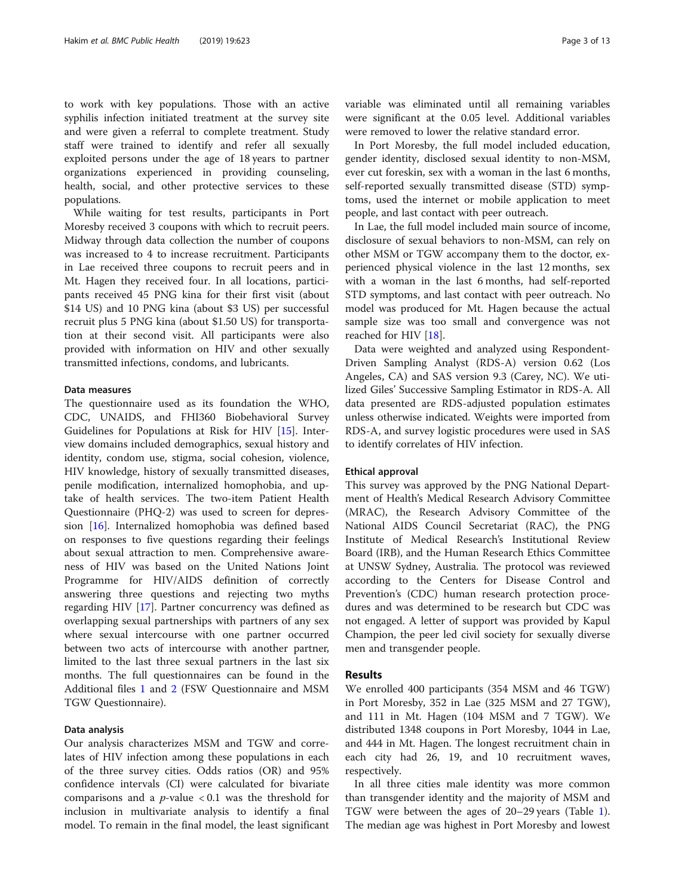to work with key populations. Those with an active syphilis infection initiated treatment at the survey site and were given a referral to complete treatment. Study staff were trained to identify and refer all sexually exploited persons under the age of 18 years to partner organizations experienced in providing counseling, health, social, and other protective services to these populations.

While waiting for test results, participants in Port Moresby received 3 coupons with which to recruit peers. Midway through data collection the number of coupons was increased to 4 to increase recruitment. Participants in Lae received three coupons to recruit peers and in Mt. Hagen they received four. In all locations, participants received 45 PNG kina for their first visit (about \$14 US) and 10 PNG kina (about \$3 US) per successful recruit plus 5 PNG kina (about \$1.50 US) for transportation at their second visit. All participants were also provided with information on HIV and other sexually transmitted infections, condoms, and lubricants.

### Data measures

The questionnaire used as its foundation the WHO, CDC, UNAIDS, and FHI360 Biobehavioral Survey Guidelines for Populations at Risk for HIV [15]. Interview domains included demographics, sexual history and identity, condom use, stigma, social cohesion, violence, HIV knowledge, history of sexually transmitted diseases, penile modification, internalized homophobia, and uptake of health services. The two-item Patient Health Questionnaire (PHQ-2) was used to screen for depression [16]. Internalized homophobia was defined based on responses to five questions regarding their feelings about sexual attraction to men. Comprehensive awareness of HIV was based on the United Nations Joint Programme for HIV/AIDS definition of correctly answering three questions and rejecting two myths regarding HIV [17]. Partner concurrency was defined as overlapping sexual partnerships with partners of any sex where sexual intercourse with one partner occurred between two acts of intercourse with another partner, limited to the last three sexual partners in the last six months. The full questionnaires can be found in the Additional files 1 and 2 (FSW Questionnaire and MSM TGW Questionnaire).

### Data analysis

Our analysis characterizes MSM and TGW and correlates of HIV infection among these populations in each of the three survey cities. Odds ratios (OR) and 95% confidence intervals (CI) were calculated for bivariate comparisons and a $p$-value $< 0.1$ was the threshold for inclusion in multivariate analysis to identify a final model. To remain in the final model, the least significant variable was eliminated until all remaining variables were significant at the 0.05 level. Additional variables were removed to lower the relative standard error.

In Port Moresby, the full model included education, gender identity, disclosed sexual identity to non-MSM, ever cut foreskin, sex with a woman in the last 6 months, self-reported sexually transmitted disease (STD) symptoms, used the internet or mobile application to meet people, and last contact with peer outreach.

In Lae, the full model included main source of income, disclosure of sexual behaviors to non-MSM, can rely on other MSM or TGW accompany them to the doctor, experienced physical violence in the last 12 months, sex with a woman in the last 6 months, had self-reported STD symptoms, and last contact with peer outreach. No model was produced for Mt. Hagen because the actual sample size was too small and convergence was not reached for HIV [18].

Data were weighted and analyzed using Respondent-Driven Sampling Analyst (RDS-A) version 0.62 (Los Angeles, CA) and SAS version 9.3 (Carey, NC). We utilized Giles' Successive Sampling Estimator in RDS-A. All data presented are RDS-adjusted population estimates unless otherwise indicated. Weights were imported from RDS-A, and survey logistic procedures were used in SAS to identify correlates of HIV infection.

### Ethical approval

This survey was approved by the PNG National Department of Health's Medical Research Advisory Committee (MRAC), the Research Advisory Committee of the National AIDS Council Secretariat (RAC), the PNG Institute of Medical Research's Institutional Review Board (IRB), and the Human Research Ethics Committee at UNSW Sydney, Australia. The protocol was reviewed according to the Centers for Disease Control and Prevention's (CDC) human research protection procedures and was determined to be research but CDC was not engaged. A letter of support was provided by Kapul Champion, the peer led civil society for sexually diverse men and transgender people.

## Results

We enrolled 400 participants (354 MSM and 46 TGW) in Port Moresby, 352 in Lae (325 MSM and 27 TGW), and 111 in Mt. Hagen (104 MSM and 7 TGW). We distributed 1348 coupons in Port Moresby, 1044 in Lae, and 444 in Mt. Hagen. The longest recruitment chain in each city had 26, 19, and 10 recruitment waves, respectively.

In all three cities male identity was more common than transgender identity and the majority of MSM and TGW were between the ages of 20–29 years (Table 1). The median age was highest in Port Moresby and lowest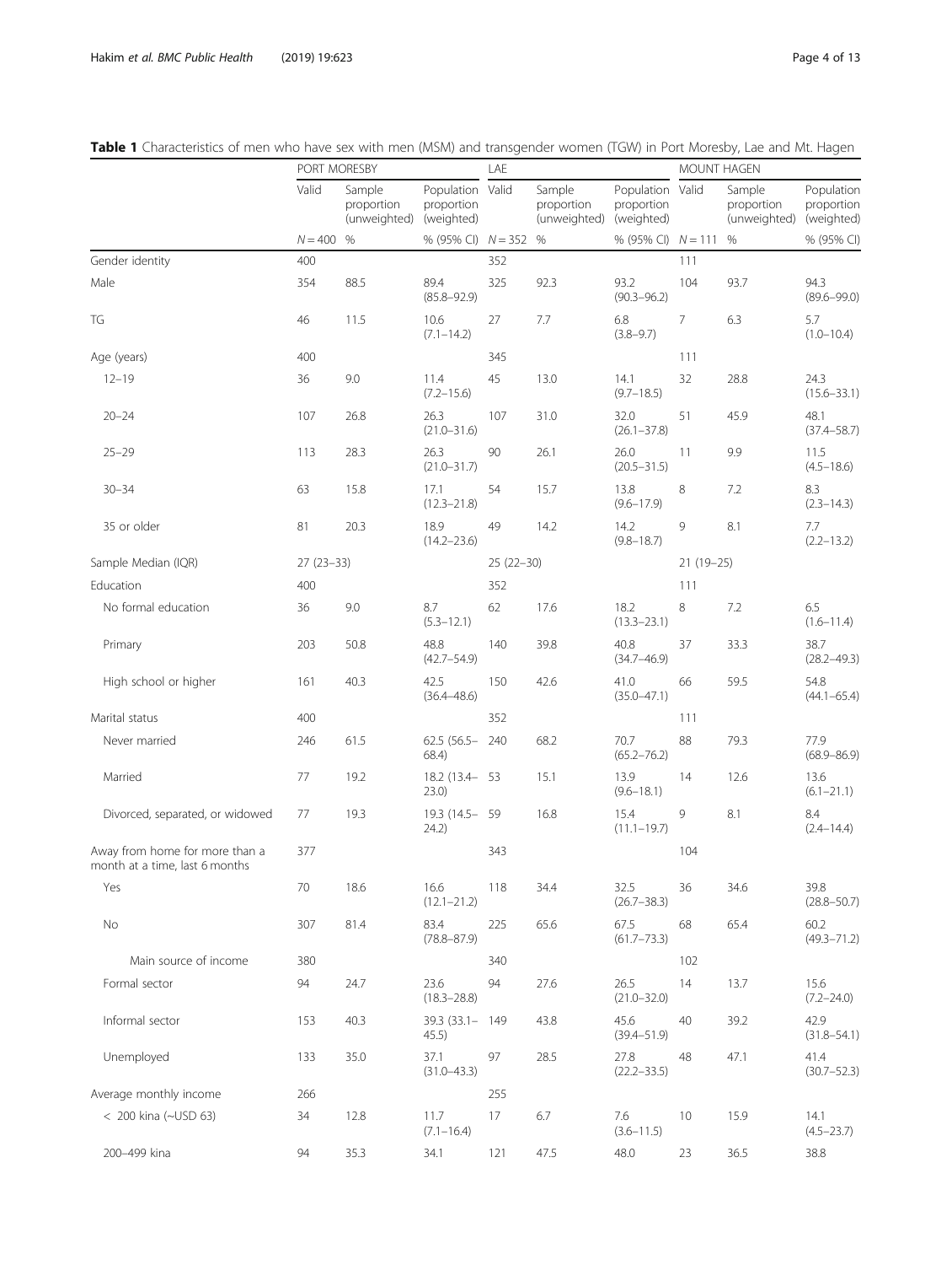**Table 1** Characteristics of men who have sex with men (MSM) and transgender women (TGW) in Port Moresby, Lae and Mt. Hagen

| | PORT MORESBY | | | LAE | | | MOUNT HAGEN | | |
|---|---|---|---|---|---|---|---|---|---|
| | Valid | Sample proportion (unweighted) | Population proportion (weighted) | Valid | Sample proportion (unweighted) | Population proportion (weighted) | Valid | Sample proportion (unweighted) | Population proportion (weighted) |
| | N = 400 | % | % (95% CI) | N = 352 | % | % (95% CI) | N = 111 | % | % (95% CI) |
| Gender identity | 400 | | | 352 | | | 111 | | |
| Male | 354 | 88.5 | 89.4 (85.8–92.9) | 325 | 92.3 | 93.2 (90.3–96.2) | 104 | 93.7 | 94.3 (89.6–99.0) |
| TG | 46 | 11.5 | 10.6 (7.1–14.2) | 27 | 7.7 | 6.8 (3.8–9.7) | 7 | 6.3 | 5.7 (1.0–10.4) |
| Age (years) | 400 | | | 345 | | | 111 | | |
| 12–19 | 36 | 9.0 | 11.4 (7.2–15.6) | 45 | 13.0 | 14.1 (9.7–18.5) | 32 | 28.8 | 24.3 (15.6–33.1) |
| 20–24 | 107 | 26.8 | 26.3 (21.0–31.6) | 107 | 31.0 | 32.0 (26.1–37.8) | 51 | 45.9 | 48.1 (37.4–58.7) |
| 25–29 | 113 | 28.3 | 26.3 (21.0–31.7) | 90 | 26.1 | 26.0 (20.5–31.5) | 11 | 9.9 | 11.5 (4.5–18.6) |
| 30–34 | 63 | 15.8 | 17.1 (12.3–21.8) | 54 | 15.7 | 13.8 (9.6–17.9) | 8 | 7.2 | 8.3 (2.3–14.3) |
| 35 or older | 81 | 20.3 | 18.9 (14.2–23.6) | 49 | 14.2 | 14.2 (9.8–18.7) | 9 | 8.1 | 7.7 (2.2–13.2) |
| Sample Median (IQR) | 27 (23–33) | | | 25 (22–30) | | | 21 (19–25) | | |
| Education | 400 | | | 352 | | | 111 | | |
| No formal education | 36 | 9.0 | 8.7 (5.3–12.1) | 62 | 17.6 | 18.2 (13.3–23.1) | 8 | 7.2 | 6.5 (1.6–11.4) |
| Primary | 203 | 50.8 | 48.8 (42.7–54.9) | 140 | 39.8 | 40.8 (34.7–46.9) | 37 | 33.3 | 38.7 (28.2–49.3) |
| High school or higher | 161 | 40.3 | 42.5 (36.4–48.6) | 150 | 42.6 | 41.0 (35.0–47.1) | 66 | 59.5 | 54.8 (44.1–65.4) |
| Marital status | 400 | | | 352 | | | 111 | | |
| Never married | 246 | 61.5 | 62.5 (56.5–68.4) | 240 | 68.2 | 70.7 (65.2–76.2) | 88 | 79.3 | 77.9 (68.9–86.9) |
| Married | 77 | 19.2 | 18.2 (13.4–23.0) | 53 | 15.1 | 13.9 (9.6–18.1) | 14 | 12.6 | 13.6 (6.1–21.1) |
| Divorced, separated, or widowed | 77 | 19.3 | 19.3 (14.5–24.2) | 59 | 16.8 | 15.4 (11.1–19.7) | 9 | 8.1 | 8.4 (2.4–14.4) |
| Away from home for more than a month at a time, last 6 months | 377 | | | 343 | | | 104 | | |
| Yes | 70 | 18.6 | 16.6 (12.1–21.2) | 118 | 34.4 | 32.5 (26.7–38.3) | 36 | 34.6 | 39.8 (28.8–50.7) |
| No | 307 | 81.4 | 83.4 (78.8–87.9) | 225 | 65.6 | 67.5 (61.7–73.3) | 68 | 65.4 | 60.2 (49.3–71.2) |
| Main source of income | 380 | | | 340 | | | 102 | | |
| Formal sector | 94 | 24.7 | 23.6 (18.3–28.8) | 94 | 27.6 | 26.5 (21.0–32.0) | 14 | 13.7 | 15.6 (7.2–24.0) |
| Informal sector | 153 | 40.3 | 39.3 (33.1–45.5) | 149 | 43.8 | 45.6 (39.4–51.9) | 40 | 39.2 | 42.9 (31.8–54.1) |
| Unemployed | 133 | 35.0 | 37.1 (31.0–43.3) | 97 | 28.5 | 27.8 (22.2–33.5) | 48 | 47.1 | 41.4 (30.7–52.3) |
| Average monthly income | 266 | | | 255 | | | | | |
| < 200 kina (~USD 63) | 34 | 12.8 | 11.7 (7.1–16.4) | 17 | 6.7 | 7.6 (3.6–11.5) | 10 | 15.9 | 14.1 (4.5–23.7) |
| 200–499 kina | 94 | 35.3 | 34.1 | 121 | 47.5 | 48.0 | 23 | 36.5 | 38.8 |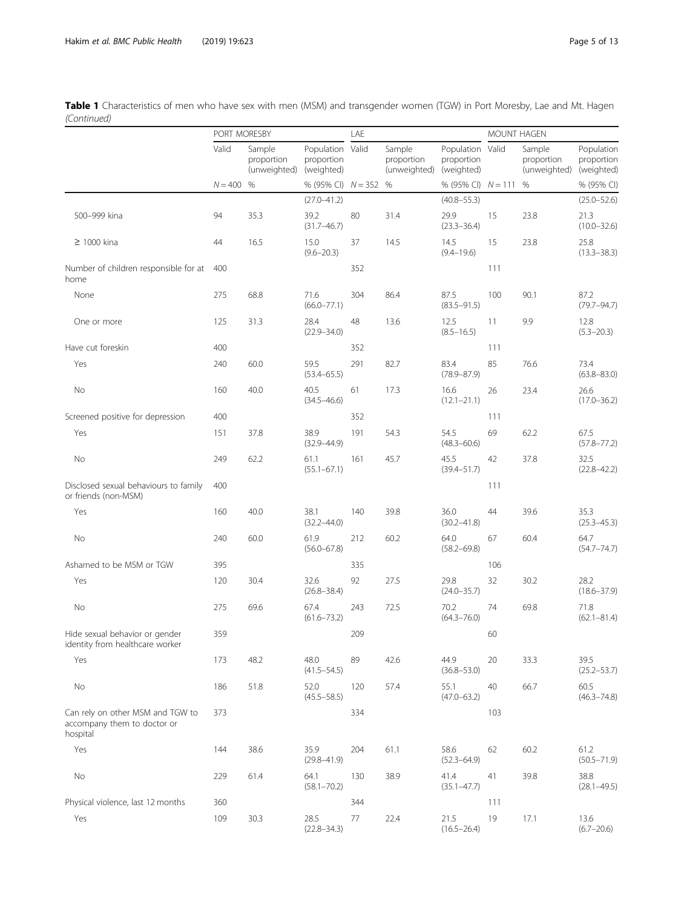**Table 1** Characteristics of men who have sex with men (MSM) and transgender women (TGW) in Port Moresby, Lae and Mt. Hagen *(Continued)*

| | PORT MORESBY | | | LAE | | | MOUNT HAGEN | | |
|---|---|---|---|---|---|---|---|---|---|
| | Valid | Sample proportion (unweighted) | Population proportion (weighted) | Valid | Sample proportion (unweighted) | Population proportion (weighted) | Valid | Sample proportion (unweighted) | Population proportion (weighted) |
| | N = 400 | % | % (95% CI) | N = 352 | % | % (95% CI) | N = 111 | % | % (95% CI) |
| | | | (27.0–41.2) | | | (40.8–55.3) | | | (25.0–52.6) |
| 500–999 kina | 94 | 35.3 | 39.2 (31.7–46.7) | 80 | 31.4 | 29.9 (23.3–36.4) | 15 | 23.8 | 21.3 (10.0–32.6) |
| ≥ 1000 kina | 44 | 16.5 | 15.0 (9.6–20.3) | 37 | 14.5 | 14.5 (9.4–19.6) | 15 | 23.8 | 25.8 (13.3–38.3) |
| Number of children responsible for at home | 400 | | | 352 | | | 111 | | |
| None | 275 | 68.8 | 71.6 (66.0–77.1) | 304 | 86.4 | 87.5 (83.5–91.5) | 100 | 90.1 | 87.2 (79.7–94.7) |
| One or more | 125 | 31.3 | 28.4 (22.9–34.0) | 48 | 13.6 | 12.5 (8.5–16.5) | 11 | 9.9 | 12.8 (5.3–20.3) |
| Have cut foreskin | 400 | | | 352 | | | 111 | | |
| Yes | 240 | 60.0 | 59.5 (53.4–65.5) | 291 | 82.7 | 83.4 (78.9–87.9) | 85 | 76.6 | 73.4 (63.8–83.0) |
| No | 160 | 40.0 | 40.5 (34.5–46.6) | 61 | 17.3 | 16.6 (12.1–21.1) | 26 | 23.4 | 26.6 (17.0–36.2) |
| Screened positive for depression | 400 | | | 352 | | | 111 | | |
| Yes | 151 | 37.8 | 38.9 (32.9–44.9) | 191 | 54.3 | 54.5 (48.3–60.6) | 69 | 62.2 | 67.5 (57.8–77.2) |
| No | 249 | 62.2 | 61.1 (55.1–67.1) | 161 | 45.7 | 45.5 (39.4–51.7) | 42 | 37.8 | 32.5 (22.8–42.2) |
| Disclosed sexual behaviours to family or friends (non-MSM) | 400 | | | | | | 111 | | |
| Yes | 160 | 40.0 | 38.1 (32.2–44.0) | 140 | 39.8 | 36.0 (30.2–41.8) | 44 | 39.6 | 35.3 (25.3–45.3) |
| No | 240 | 60.0 | 61.9 (56.0–67.8) | 212 | 60.2 | 64.0 (58.2–69.8) | 67 | 60.4 | 64.7 (54.7–74.7) |
| Ashamed to be MSM or TGW | 395 | | | 335 | | | 106 | | |
| Yes | 120 | 30.4 | 32.6 (26.8–38.4) | 92 | 27.5 | 29.8 (24.0–35.7) | 32 | 30.2 | 28.2 (18.6–37.9) |
| No | 275 | 69.6 | 67.4 (61.6–73.2) | 243 | 72.5 | 70.2 (64.3–76.0) | 74 | 69.8 | 71.8 (62.1–81.4) |
| Hide sexual behavior or gender identity from healthcare worker | 359 | | | 209 | | | 60 | | |
| Yes | 173 | 48.2 | 48.0 (41.5–54.5) | 89 | 42.6 | 44.9 (36.8–53.0) | 20 | 33.3 | 39.5 (25.2–53.7) |
| No | 186 | 51.8 | 52.0 (45.5–58.5) | 120 | 57.4 | 55.1 (47.0–63.2) | 40 | 66.7 | 60.5 (46.3–74.8) |
| Can rely on other MSM and TGW to accompany them to doctor or hospital | 373 | | | 334 | | | 103 | | |
| Yes | 144 | 38.6 | 35.9 (29.8–41.9) | 204 | 61.1 | 58.6 (52.3–64.9) | 62 | 60.2 | 61.2 (50.5–71.9) |
| No | 229 | 61.4 | 64.1 (58.1–70.2) | 130 | 38.9 | 41.4 (35.1–47.7) | 41 | 39.8 | 38.8 (28.1–49.5) |
| Physical violence, last 12 months | 360 | | | 344 | | | 111 | | |
| Yes | 109 | 30.3 | 28.5 (22.8–34.3) | 77 | 22.4 | 21.5 (16.5–26.4) | 19 | 17.1 | 13.6 (6.7–20.6) |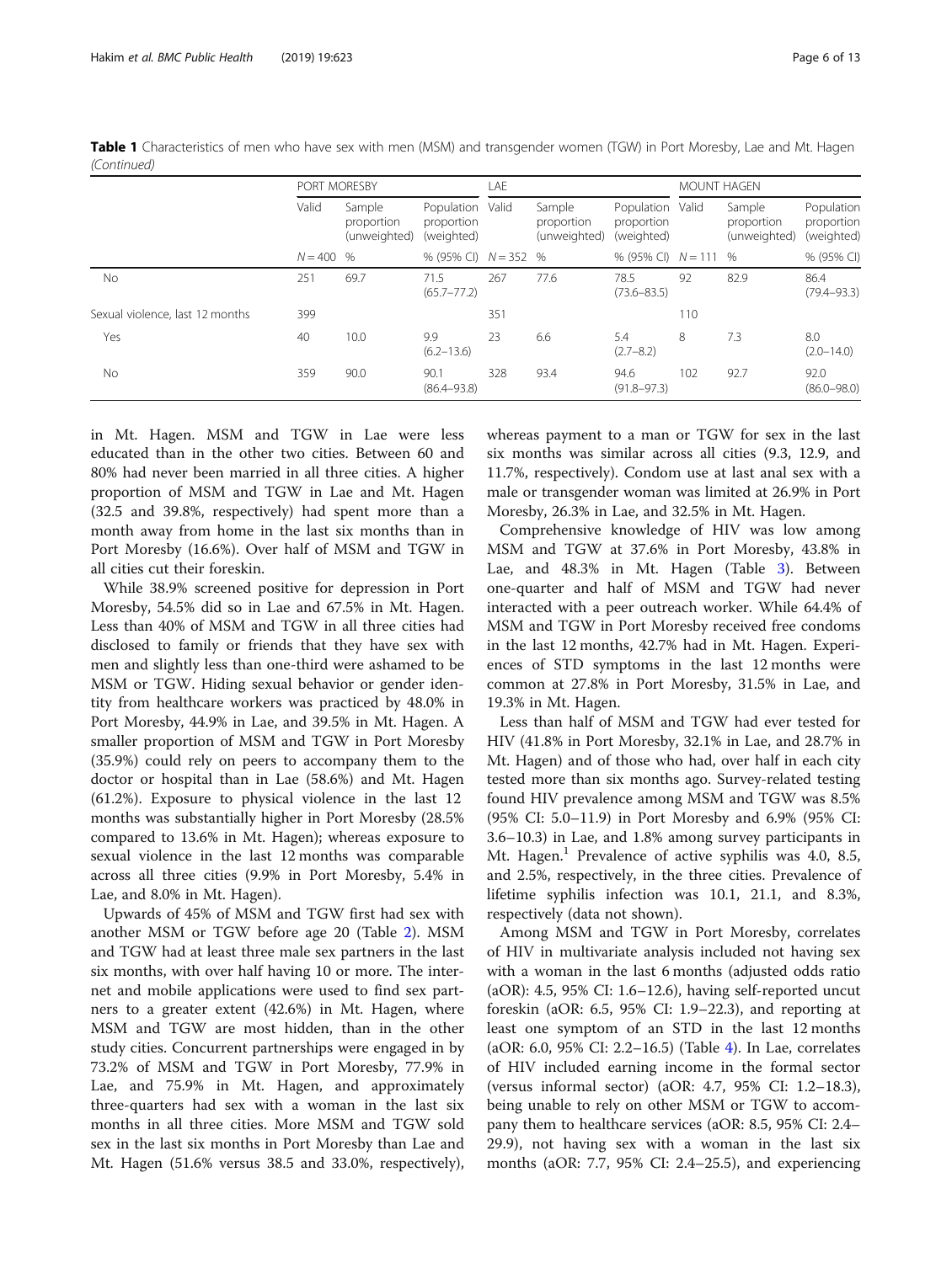**Table 1** Characteristics of men who have sex with men (MSM) and transgender women (TGW) in Port Moresby, Lae and Mt. Hagen *(Continued)*

| | PORT MORESBY | | | LAE | | | MOUNT HAGEN | | |
|---|---|---|---|---|---|---|---|---|---|
| | Valid | Sample proportion (unweighted) | Population proportion (weighted) | Valid | Sample proportion (unweighted) | Population proportion (weighted) | Valid | Sample proportion (unweighted) | Population proportion (weighted) |
| | N = 400 | % | % (95% CI) | N = 352 | % | % (95% CI) | N = 111 | % | % (95% CI) |
| No | 251 | 69.7 | 71.5 (65.7–77.2) | 267 | 77.6 | 78.5 (73.6–83.5) | 92 | 82.9 | 86.4 (79.4–93.3) |
| Sexual violence, last 12 months | 399 | | | 351 | | | 110 | | |
| Yes | 40 | 10.0 | 9.9 (6.2–13.6) | 23 | 6.6 | 5.4 (2.7–8.2) | 8 | 7.3 | 8.0 (2.0–14.0) |
| No | 359 | 90.0 | 90.1 (86.4–93.8) | 328 | 93.4 | 94.6 (91.8–97.3) | 102 | 92.7 | 92.0 (86.0–98.0) |

in Mt. Hagen. MSM and TGW in Lae were less educated than in the other two cities. Between 60 and 80% had never been married in all three cities. A higher proportion of MSM and TGW in Lae and Mt. Hagen (32.5 and 39.8%, respectively) had spent more than a month away from home in the last six months than in Port Moresby (16.6%). Over half of MSM and TGW in all cities cut their foreskin.

While 38.9% screened positive for depression in Port Moresby, 54.5% did so in Lae and 67.5% in Mt. Hagen. Less than 40% of MSM and TGW in all three cities had disclosed to family or friends that they have sex with men and slightly less than one-third were ashamed to be MSM or TGW. Hiding sexual behavior or gender identity from healthcare workers was practiced by 48.0% in Port Moresby, 44.9% in Lae, and 39.5% in Mt. Hagen. A smaller proportion of MSM and TGW in Port Moresby (35.9%) could rely on peers to accompany them to the doctor or hospital than in Lae (58.6%) and Mt. Hagen (61.2%). Exposure to physical violence in the last 12 months was substantially higher in Port Moresby (28.5% compared to 13.6% in Mt. Hagen); whereas exposure to sexual violence in the last 12 months was comparable across all three cities (9.9% in Port Moresby, 5.4% in Lae, and 8.0% in Mt. Hagen).

Upwards of 45% of MSM and TGW first had sex with another MSM or TGW before age 20 (Table 2). MSM and TGW had at least three male sex partners in the last six months, with over half having 10 or more. The internet and mobile applications were used to find sex partners to a greater extent (42.6%) in Mt. Hagen, where MSM and TGW are most hidden, than in the other study cities. Concurrent partnerships were engaged in by 73.2% of MSM and TGW in Port Moresby, 77.9% in Lae, and 75.9% in Mt. Hagen, and approximately three-quarters had sex with a woman in the last six months in all three cities. More MSM and TGW sold sex in the last six months in Port Moresby than Lae and Mt. Hagen (51.6% versus 38.5 and 33.0%, respectively), whereas payment to a man or TGW for sex in the last six months was similar across all cities (9.3, 12.9, and 11.7%, respectively). Condom use at last anal sex with a male or transgender woman was limited at 26.9% in Port Moresby, 26.3% in Lae, and 32.5% in Mt. Hagen.

Comprehensive knowledge of HIV was low among MSM and TGW at 37.6% in Port Moresby, 43.8% in Lae, and 48.3% in Mt. Hagen (Table 3). Between one-quarter and half of MSM and TGW had never interacted with a peer outreach worker. While 64.4% of MSM and TGW in Port Moresby received free condoms in the last 12 months, 42.7% had in Mt. Hagen. Experiences of STD symptoms in the last 12 months were common at 27.8% in Port Moresby, 31.5% in Lae, and 19.3% in Mt. Hagen.

Less than half of MSM and TGW had ever tested for HIV (41.8% in Port Moresby, 32.1% in Lae, and 28.7% in Mt. Hagen) and of those who had, over half in each city tested more than six months ago. Survey-related testing found HIV prevalence among MSM and TGW was 8.5% (95% CI: 5.0–11.9) in Port Moresby and 6.9% (95% CI: 3.6–10.3) in Lae, and 1.8% among survey participants in Mt. Hagen.[1] Prevalence of active syphilis was 4.0, 8.5, and 2.5%, respectively, in the three cities. Prevalence of lifetime syphilis infection was 10.1, 21.1, and 8.3%, respectively (data not shown).

Among MSM and TGW in Port Moresby, correlates of HIV in multivariate analysis included not having sex with a woman in the last 6 months (adjusted odds ratio (aOR): 4.5, 95% CI: 1.6–12.6), having self-reported uncut foreskin (aOR: 6.5, 95% CI: 1.9–22.3), and reporting at least one symptom of an STD in the last 12 months (aOR: 6.0, 95% CI: 2.2–16.5) (Table 4). In Lae, correlates of HIV included earning income in the formal sector (versus informal sector) (aOR: 4.7, 95% CI: 1.2–18.3), being unable to rely on other MSM or TGW to accompany them to healthcare services (aOR: 8.5, 95% CI: 2.4–29.9), not having sex with a woman in the last six months (aOR: 7.7, 95% CI: 2.4–25.5), and experiencing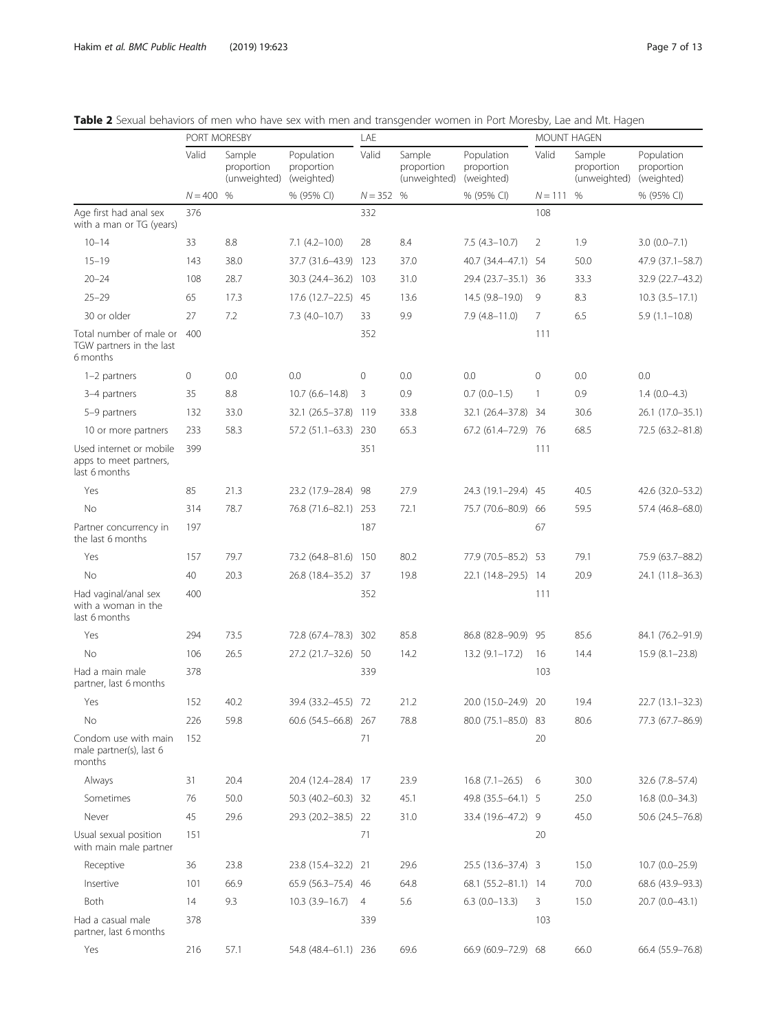**Table 2** Sexual behaviors of men who have sex with men and transgender women in Port Moresby, Lae and Mt. Hagen

| | PORT MORESBY | | | LAE | | | MOUNT HAGEN | | |
|---|---|---|---|---|---|---|---|---|---|
| | Valid | Sample proportion (unweighted) | Population proportion (weighted) | Valid | Sample proportion (unweighted) | Population proportion (weighted) | Valid | Sample proportion (unweighted) | Population proportion (weighted) |
| | N = 400 | % | % (95% CI) | N = 352 | % | % (95% CI) | N = 111 | % | % (95% CI) |
| Age first had anal sex with a man or TG (years) | 376 | | | 332 | | | 108 | | |
| 10–14 | 33 | 8.8 | 7.1 (4.2–10.0) | 28 | 8.4 | 7.5 (4.3–10.7) | 2 | 1.9 | 3.0 (0.0–7.1) |
| 15–19 | 143 | 38.0 | 37.7 (31.6–43.9) | 123 | 37.0 | 40.7 (34.4–47.1) | 54 | 50.0 | 47.9 (37.1–58.7) |
| 20–24 | 108 | 28.7 | 30.3 (24.4–36.2) | 103 | 31.0 | 29.4 (23.7–35.1) | 36 | 33.3 | 32.9 (22.7–43.2) |
| 25–29 | 65 | 17.3 | 17.6 (12.7–22.5) | 45 | 13.6 | 14.5 (9.8–19.0) | 9 | 8.3 | 10.3 (3.5–17.1) |
| 30 or older | 27 | 7.2 | 7.3 (4.0–10.7) | 33 | 9.9 | 7.9 (4.8–11.0) | 7 | 6.5 | 5.9 (1.1–10.8) |
| Total number of male or TGW partners in the last 6 months | 400 | | | 352 | | | 111 | | |
| 1–2 partners | 0 | 0.0 | 0.0 | 0 | 0.0 | 0.0 | 0 | 0.0 | 0.0 |
| 3–4 partners | 35 | 8.8 | 10.7 (6.6–14.8) | 3 | 0.9 | 0.7 (0.0–1.5) | 1 | 0.9 | 1.4 (0.0–4.3) |
| 5–9 partners | 132 | 33.0 | 32.1 (26.5–37.8) | 119 | 33.8 | 32.1 (26.4–37.8) | 34 | 30.6 | 26.1 (17.0–35.1) |
| 10 or more partners | 233 | 58.3 | 57.2 (51.1–63.3) | 230 | 65.3 | 67.2 (61.4–72.9) | 76 | 68.5 | 72.5 (63.2–81.8) |
| Used internet or mobile apps to meet partners, last 6 months | 399 | | | 351 | | | 111 | | |
| Yes | 85 | 21.3 | 23.2 (17.9–28.4) | 98 | 27.9 | 24.3 (19.1–29.4) | 45 | 40.5 | 42.6 (32.0–53.2) |
| No | 314 | 78.7 | 76.8 (71.6–82.1) | 253 | 72.1 | 75.7 (70.6–80.9) | 66 | 59.5 | 57.4 (46.8–68.0) |
| Partner concurrency in the last 6 months | 197 | | | 187 | | | 67 | | |
| Yes | 157 | 79.7 | 73.2 (64.8–81.6) | 150 | 80.2 | 77.9 (70.5–85.2) | 53 | 79.1 | 75.9 (63.7–88.2) |
| No | 40 | 20.3 | 26.8 (18.4–35.2) | 37 | 19.8 | 22.1 (14.8–29.5) | 14 | 20.9 | 24.1 (11.8–36.3) |
| Had vaginal/anal sex with a woman in the last 6 months | 400 | | | 352 | | | 111 | | |
| Yes | 294 | 73.5 | 72.8 (67.4–78.3) | 302 | 85.8 | 86.8 (82.8–90.9) | 95 | 85.6 | 84.1 (76.2–91.9) |
| No | 106 | 26.5 | 27.2 (21.7–32.6) | 50 | 14.2 | 13.2 (9.1–17.2) | 16 | 14.4 | 15.9 (8.1–23.8) |
| Had a main male partner, last 6 months | 378 | | | 339 | | | 103 | | |
| Yes | 152 | 40.2 | 39.4 (33.2–45.5) | 72 | 21.2 | 20.0 (15.0–24.9) | 20 | 19.4 | 22.7 (13.1–32.3) |
| No | 226 | 59.8 | 60.6 (54.5–66.8) | 267 | 78.8 | 80.0 (75.1–85.0) | 83 | 80.6 | 77.3 (67.7–86.9) |
| Condom use with main male partner(s), last 6 months | 152 | | | 71 | | | 20 | | |
| Always | 31 | 20.4 | 20.4 (12.4–28.4) | 17 | 23.9 | 16.8 (7.1–26.5) | 6 | 30.0 | 32.6 (7.8–57.4) |
| Sometimes | 76 | 50.0 | 50.3 (40.2–60.3) | 32 | 45.1 | 49.8 (35.5–64.1) | 5 | 25.0 | 16.8 (0.0–34.3) |
| Never | 45 | 29.6 | 29.3 (20.2–38.5) | 22 | 31.0 | 33.4 (19.6–47.2) | 9 | 45.0 | 50.6 (24.5–76.8) |
| Usual sexual position with main male partner | 151 | | | 71 | | | 20 | | |
| Receptive | 36 | 23.8 | 23.8 (15.4–32.2) | 21 | 29.6 | 25.5 (13.6–37.4) | 3 | 15.0 | 10.7 (0.0–25.9) |
| Insertive | 101 | 66.9 | 65.9 (56.3–75.4) | 46 | 64.8 | 68.1 (55.2–81.1) | 14 | 70.0 | 68.6 (43.9–93.3) |
| Both | 14 | 9.3 | 10.3 (3.9–16.7) | 4 | 5.6 | 6.3 (0.0–13.3) | 3 | 15.0 | 20.7 (0.0–43.1) |
| Had a casual male partner, last 6 months | 378 | | | 339 | | | 103 | | |
| Yes | 216 | 57.1 | 54.8 (48.4–61.1) | 236 | 69.6 | 66.9 (60.9–72.9) | 68 | 66.0 | 66.4 (55.9–76.8) |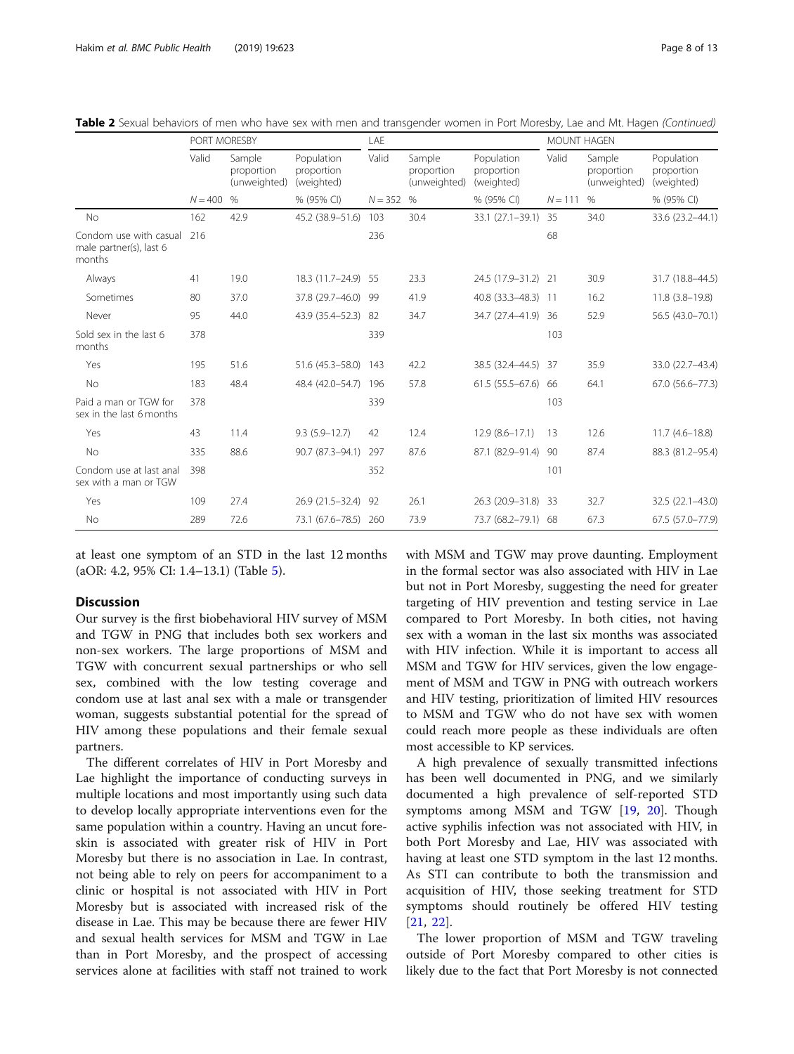**Table 2** Sexual behaviors of men who have sex with men and transgender women in Port Moresby, Lae and Mt. Hagen *(Continued)*

| | PORT MORESBY | | | LAE | | | MOUNT HAGEN | | |
|---|---|---|---|---|---|---|---|---|---|
| | Valid | Sample proportion (unweighted) | Population proportion (weighted) | Valid | Sample proportion (unweighted) | Population proportion (weighted) | Valid | Sample proportion (unweighted) | Population proportion (weighted) |
| | N = 400 | % | % (95% CI) | N = 352 | % | % (95% CI) | N = 111 | % | % (95% CI) |
| No | 162 | 42.9 | 45.2 (38.9–51.6) | 103 | 30.4 | 33.1 (27.1–39.1) | 35 | 34.0 | 33.6 (23.2–44.1) |
| Condom use with casual male partner(s), last 6 months | 216 | | | 236 | | | 68 | | |
| Always | 41 | 19.0 | 18.3 (11.7–24.9) | 55 | 23.3 | 24.5 (17.9–31.2) | 21 | 30.9 | 31.7 (18.8–44.5) |
| Sometimes | 80 | 37.0 | 37.8 (29.7–46.0) | 99 | 41.9 | 40.8 (33.3–48.3) | 11 | 16.2 | 11.8 (3.8–19.8) |
| Never | 95 | 44.0 | 43.9 (35.4–52.3) | 82 | 34.7 | 34.7 (27.4–41.9) | 36 | 52.9 | 56.5 (43.0–70.1) |
| Sold sex in the last 6 months | 378 | | | 339 | | | 103 | | |
| Yes | 195 | 51.6 | 51.6 (45.3–58.0) | 143 | 42.2 | 38.5 (32.4–44.5) | 37 | 35.9 | 33.0 (22.7–43.4) |
| No | 183 | 48.4 | 48.4 (42.0–54.7) | 196 | 57.8 | 61.5 (55.5–67.6) | 66 | 64.1 | 67.0 (56.6–77.3) |
| Paid a man or TGW for sex in the last 6 months | 378 | | | 339 | | | 103 | | |
| Yes | 43 | 11.4 | 9.3 (5.9–12.7) | 42 | 12.4 | 12.9 (8.6–17.1) | 13 | 12.6 | 11.7 (4.6–18.8) |
| No | 335 | 88.6 | 90.7 (87.3–94.1) | 297 | 87.6 | 87.1 (82.9–91.4) | 90 | 87.4 | 88.3 (81.2–95.4) |
| Condom use at last anal sex with a man or TGW | 398 | | | 352 | | | 101 | | |
| Yes | 109 | 27.4 | 26.9 (21.5–32.4) | 92 | 26.1 | 26.3 (20.9–31.8) | 33 | 32.7 | 32.5 (22.1–43.0) |
| No | 289 | 72.6 | 73.1 (67.6–78.5) | 260 | 73.9 | 73.7 (68.2–79.1) | 68 | 67.3 | 67.5 (57.0–77.9) |

at least one symptom of an STD in the last 12 months (aOR: 4.2, 95% CI: 1.4–13.1) (Table 5).

## Discussion

Our survey is the first biobehavioral HIV survey of MSM and TGW in PNG that includes both sex workers and non-sex workers. The large proportions of MSM and TGW with concurrent sexual partnerships or who sell sex, combined with the low testing coverage and condom use at last anal sex with a male or transgender woman, suggests substantial potential for the spread of HIV among these populations and their female sexual partners.

The different correlates of HIV in Port Moresby and Lae highlight the importance of conducting surveys in multiple locations and most importantly using such data to develop locally appropriate interventions even for the same population within a country. Having an uncut foreskin is associated with greater risk of HIV in Port Moresby but there is no association in Lae. In contrast, not being able to rely on peers for accompaniment to a clinic or hospital is not associated with HIV in Port Moresby but is associated with increased risk of the disease in Lae. This may be because there are fewer HIV and sexual health services for MSM and TGW in Lae than in Port Moresby, and the prospect of accessing services alone at facilities with staff not trained to work with MSM and TGW may prove daunting. Employment in the formal sector was also associated with HIV in Lae but not in Port Moresby, suggesting the need for greater targeting of HIV prevention and testing service in Lae compared to Port Moresby. In both cities, not having sex with a woman in the last six months was associated with HIV infection. While it is important to access all MSM and TGW for HIV services, given the low engagement of MSM and TGW in PNG with outreach workers and HIV testing, prioritization of limited HIV resources to MSM and TGW who do not have sex with women could reach more people as these individuals are often most accessible to KP services.

A high prevalence of sexually transmitted infections has been well documented in PNG, and we similarly documented a high prevalence of self-reported STD symptoms among MSM and TGW [19, 20]. Though active syphilis infection was not associated with HIV, in both Port Moresby and Lae, HIV was associated with having at least one STD symptom in the last 12 months. As STI can contribute to both the transmission and acquisition of HIV, those seeking treatment for STD symptoms should routinely be offered HIV testing [21, 22].

The lower proportion of MSM and TGW traveling outside of Port Moresby compared to other cities is likely due to the fact that Port Moresby is not connected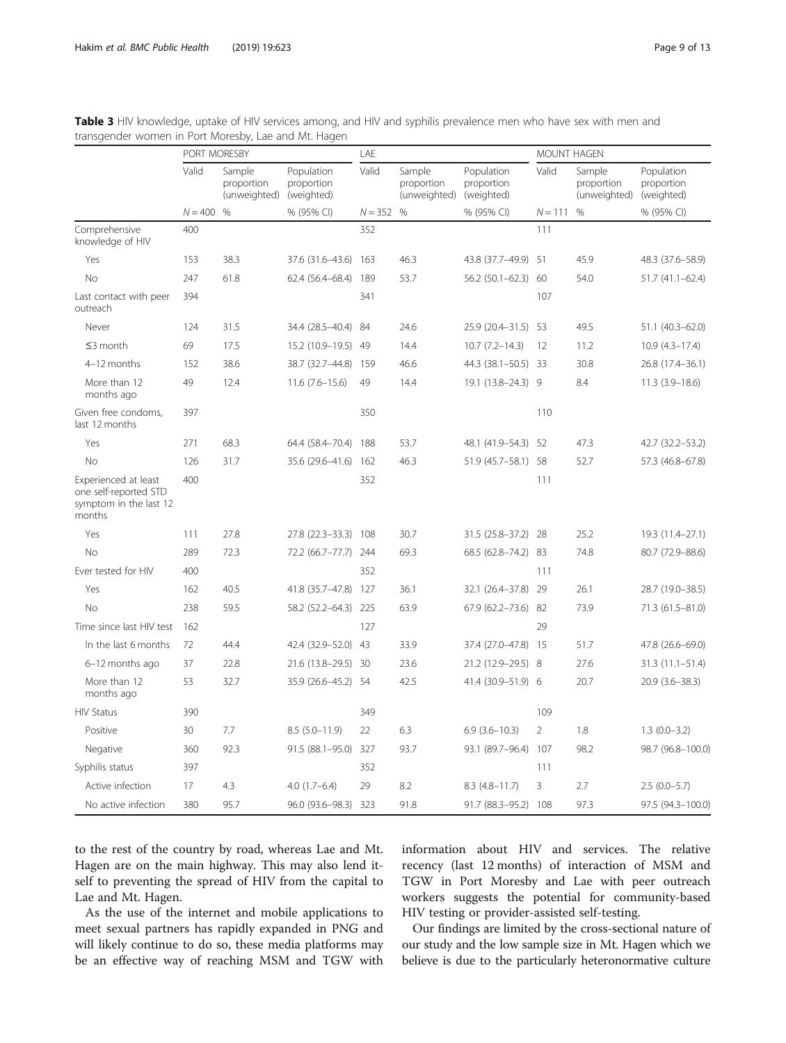**Table 3** HIV knowledge, uptake of HIV services among, and HIV and syphilis prevalence men who have sex with men and transgender women in Port Moresby, Lae and Mt. Hagen

| | PORT MORESBY | | | LAE | | | MOUNT HAGEN | | |
|---|---|---|---|---|---|---|---|---|---|
| | Valid | Sample proportion (unweighted) | Population proportion (weighted) | Valid | Sample proportion (unweighted) | Population proportion (weighted) | Valid | Sample proportion (unweighted) | Population proportion (weighted) |
| | N = 400 | % | % (95% CI) | N = 352 | % | % (95% CI) | N = 111 | % | % (95% CI) |
| Comprehensive knowledge of HIV | 400 | | | 352 | | | 111 | | |
| Yes | 153 | 38.3 | 37.6 (31.6–43.6) | 163 | 46.3 | 43.8 (37.7–49.9) | 51 | 45.9 | 48.3 (37.6–58.9) |
| No | 247 | 61.8 | 62.4 (56.4–68.4) | 189 | 53.7 | 56.2 (50.1–62.3) | 60 | 54.0 | 51.7 (41.1–62.4) |
| Last contact with peer outreach | 394 | | | 341 | | | 107 | | |
| Never | 124 | 31.5 | 34.4 (28.5–40.4) | 84 | 24.6 | 25.9 (20.4–31.5) | 53 | 49.5 | 51.1 (40.3–62.0) |
| ≤3 month | 69 | 17.5 | 15.2 (10.9–19.5) | 49 | 14.4 | 10.7 (7.2–14.3) | 12 | 11.2 | 10.9 (4.3–17.4) |
| 4–12 months | 152 | 38.6 | 38.7 (32.7–44.8) | 159 | 46.6 | 44.3 (38.1–50.5) | 33 | 30.8 | 26.8 (17.4–36.1) |
| More than 12 months ago | 49 | 12.4 | 11.6 (7.6–15.6) | 49 | 14.4 | 19.1 (13.8–24.3) | 9 | 8.4 | 11.3 (3.9–18.6) |
| Given free condoms, last 12 months | 397 | | | 350 | | | 110 | | |
| Yes | 271 | 68.3 | 64.4 (58.4–70.4) | 188 | 53.7 | 48.1 (41.9–54.3) | 52 | 47.3 | 42.7 (32.2–53.2) |
| No | 126 | 31.7 | 35.6 (29.6–41.6) | 162 | 46.3 | 51.9 (45.7–58.1) | 58 | 52.7 | 57.3 (46.8–67.8) |
| Experienced at least one self-reported STD symptom in the last 12 months | 400 | | | 352 | | | 111 | | |
| Yes | 111 | 27.8 | 27.8 (22.3–33.3) | 108 | 30.7 | 31.5 (25.8–37.2) | 28 | 25.2 | 19.3 (11.4–27.1) |
| No | 289 | 72.3 | 72.2 (66.7–77.7) | 244 | 69.3 | 68.5 (62.8–74.2) | 83 | 74.8 | 80.7 (72.9–88.6) |
| Ever tested for HIV | 400 | | | 352 | | | 111 | | |
| Yes | 162 | 40.5 | 41.8 (35.7–47.8) | 127 | 36.1 | 32.1 (26.4–37.8) | 29 | 26.1 | 28.7 (19.0–38.5) |
| No | 238 | 59.5 | 58.2 (52.2–64.3) | 225 | 63.9 | 67.9 (62.2–73.6) | 82 | 73.9 | 71.3 (61.5–81.0) |
| Time since last HIV test | 162 | | | 127 | | | 29 | | |
| In the last 6 months | 72 | 44.4 | 42.4 (32.9–52.0) | 43 | 33.9 | 37.4 (27.0–47.8) | 15 | 51.7 | 47.8 (26.6–69.0) |
| 6–12 months ago | 37 | 22.8 | 21.6 (13.8–29.5) | 30 | 23.6 | 21.2 (12.9–29.5) | 8 | 27.6 | 31.3 (11.1–51.4) |
| More than 12 months ago | 53 | 32.7 | 35.9 (26.6–45.2) | 54 | 42.5 | 41.4 (30.9–51.9) | 6 | 20.7 | 20.9 (3.6–38.3) |
| HIV Status | 390 | | | 349 | | | 109 | | |
| Positive | 30 | 7.7 | 8.5 (5.0–11.9) | 22 | 6.3 | 6.9 (3.6–10.3) | 2 | 1.8 | 1.3 (0.0–3.2) |
| Negative | 360 | 92.3 | 91.5 (88.1–95.0) | 327 | 93.7 | 93.1 (89.7–96.4) | 107 | 98.2 | 98.7 (96.8–100.0) |
| Syphilis status | 397 | | | 352 | | | 111 | | |
| Active infection | 17 | 4.3 | 4.0 (1.7–6.4) | 29 | 8.2 | 8.3 (4.8–11.7) | 3 | 2.7 | 2.5 (0.0–5.7) |
| No active infection | 380 | 95.7 | 96.0 (93.6–98.3) | 323 | 91.8 | 91.7 (88.3–95.2) | 108 | 97.3 | 97.5 (94.3–100.0) |

to the rest of the country by road, whereas Lae and Mt. Hagen are on the main highway. This may also lend itself to preventing the spread of HIV from the capital to Lae and Mt. Hagen.

As the use of the internet and mobile applications to meet sexual partners has rapidly expanded in PNG and will likely continue to do so, these media platforms may be an effective way of reaching MSM and TGW with information about HIV and services. The relative recency (last 12 months) of interaction of MSM and TGW in Port Moresby and Lae with peer outreach workers suggests the potential for community-based HIV testing or provider-assisted self-testing.

Our findings are limited by the cross-sectional nature of our study and the low sample size in Mt. Hagen which we believe is due to the particularly heteronormative culture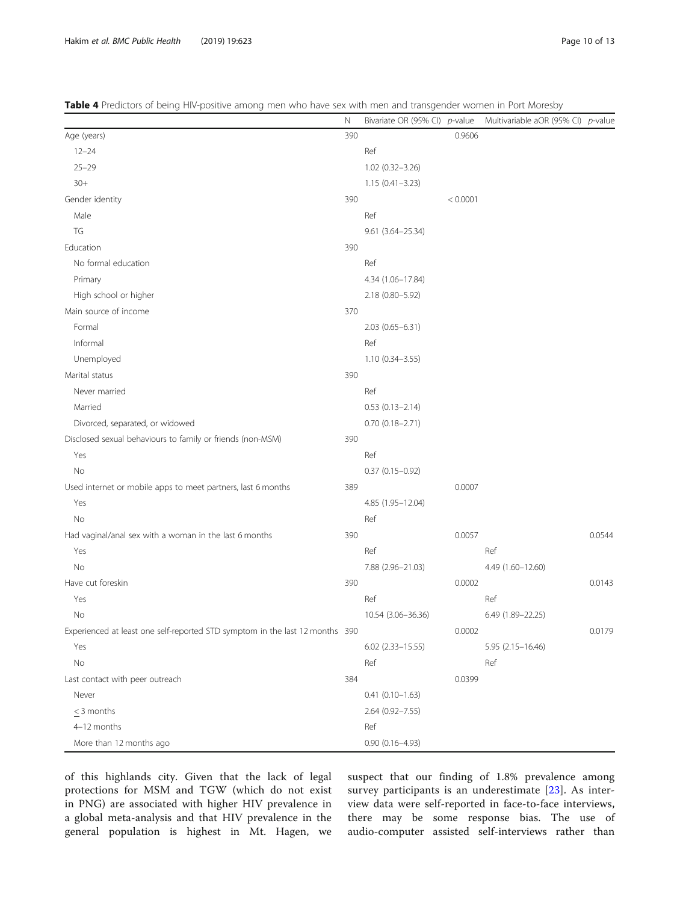**Table 4** Predictors of being HIV-positive among men who have sex with men and transgender women in Port Moresby

| | N | Bivariate OR (95% CI) | *p*-value | Multivariable aOR (95% CI) | *p*-value |
|---|---|---|---|---|---|
| Age (years) | 390 | | 0.9606 | | |
| 12–24 | | Ref | | | |
| 25–29 | | 1.02 (0.32–3.26) | | | |
| 30+ | | 1.15 (0.41–3.23) | | | |
| Gender identity | 390 | | < 0.0001 | | |
| Male | | Ref | | | |
| TG | | 9.61 (3.64–25.34) | | | |
| Education | 390 | | | | |
| No formal education | | Ref | | | |
| Primary | | 4.34 (1.06–17.84) | | | |
| High school or higher | | 2.18 (0.80–5.92) | | | |
| Main source of income | 370 | | | | |
| Formal | | 2.03 (0.65–6.31) | | | |
| Informal | | Ref | | | |
| Unemployed | | 1.10 (0.34–3.55) | | | |
| Marital status | 390 | | | | |
| Never married | | Ref | | | |
| Married | | 0.53 (0.13–2.14) | | | |
| Divorced, separated, or widowed | | 0.70 (0.18–2.71) | | | |
| Disclosed sexual behaviours to family or friends (non-MSM) | 390 | | | | |
| Yes | | Ref | | | |
| No | | 0.37 (0.15–0.92) | | | |
| Used internet or mobile apps to meet partners, last 6 months | 389 | | 0.0007 | | |
| Yes | | 4.85 (1.95–12.04) | | | |
| No | | Ref | | | |
| Had vaginal/anal sex with a woman in the last 6 months | 390 | | 0.0057 | | 0.0544 |
| Yes | | Ref | | Ref | |
| No | | 7.88 (2.96–21.03) | | 4.49 (1.60–12.60) | |
| Have cut foreskin | 390 | | 0.0002 | | 0.0143 |
| Yes | | Ref | | Ref | |
| No | | 10.54 (3.06–36.36) | | 6.49 (1.89–22.25) | |
| Experienced at least one self-reported STD symptom in the last 12 months | 390 | | 0.0002 | | 0.0179 |
| Yes | | 6.02 (2.33–15.55) | | 5.95 (2.15–16.46) | |
| No | | Ref | | Ref | |
| Last contact with peer outreach | 384 | | 0.0399 | | |
| Never | | 0.41 (0.10–1.63) | | | |
| ≤ 3 months | | 2.64 (0.92–7.55) | | | |
| 4–12 months | | Ref | | | |
| More than 12 months ago | | 0.90 (0.16–4.93) | | | |

of this highlands city. Given that the lack of legal protections for MSM and TGW (which do not exist in PNG) are associated with higher HIV prevalence in a global meta-analysis and that HIV prevalence in the general population is highest in Mt. Hagen, we suspect that our finding of 1.8% prevalence among survey participants is an underestimate [23]. As interview data were self-reported in face-to-face interviews, there may be some response bias. The use of audio-computer assisted self-interviews rather than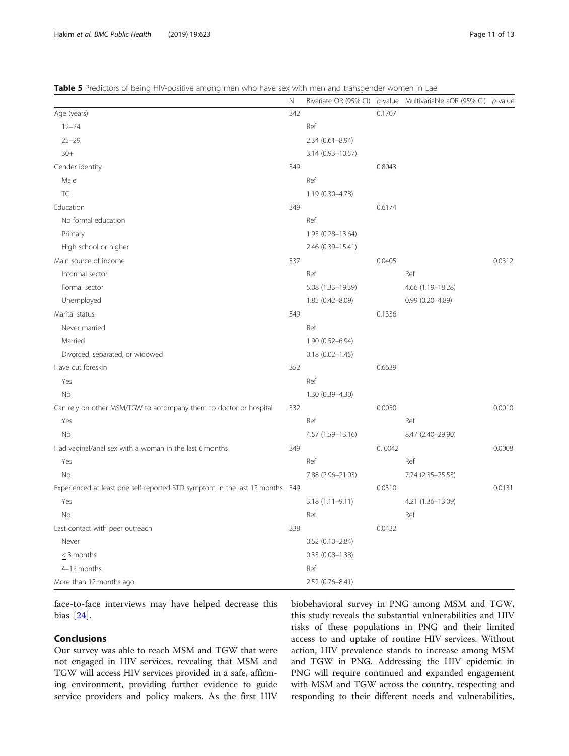**Table 5** Predictors of being HIV-positive among men who have sex with men and transgender women in Lae

|  | N | Bivariate OR (95% CI) | *p*-value | Multivariable aOR (95% CI) | *p*-value |
|---|---|---|---|---|---|
| Age (years) | 342 |  | 0.1707 |  |  |
| 12–24 |  | Ref |  |  |  |
| 25–29 |  | 2.34 (0.61–8.94) |  |  |  |
| 30+ |  | 3.14 (0.93–10.57) |  |  |  |
| Gender identity | 349 |  | 0.8043 |  |  |
| Male |  | Ref |  |  |  |
| TG |  | 1.19 (0.30–4.78) |  |  |  |
| Education | 349 |  | 0.6174 |  |  |
| No formal education |  | Ref |  |  |  |
| Primary |  | 1.95 (0.28–13.64) |  |  |  |
| High school or higher |  | 2.46 (0.39–15.41) |  |  |  |
| Main source of income | 337 |  | 0.0405 |  | 0.0312 |
| Informal sector |  | Ref |  | Ref |  |
| Formal sector |  | 5.08 (1.33–19.39) |  | 4.66 (1.19–18.28) |  |
| Unemployed |  | 1.85 (0.42–8.09) |  | 0.99 (0.20–4.89) |  |
| Marital status | 349 |  | 0.1336 |  |  |
| Never married |  | Ref |  |  |  |
| Married |  | 1.90 (0.52–6.94) |  |  |  |
| Divorced, separated, or widowed |  | 0.18 (0.02–1.45) |  |  |  |
| Have cut foreskin | 352 |  | 0.6639 |  |  |
| Yes |  | Ref |  |  |  |
| No |  | 1.30 (0.39–4.30) |  |  |  |
| Can rely on other MSM/TGW to accompany them to doctor or hospital | 332 |  | 0.0050 |  | 0.0010 |
| Yes |  | Ref |  | Ref |  |
| No |  | 4.57 (1.59–13.16) |  | 8.47 (2.40–29.90) |  |
| Had vaginal/anal sex with a woman in the last 6 months | 349 |  | 0. 0042 |  | 0.0008 |
| Yes |  | Ref |  | Ref |  |
| No |  | 7.88 (2.96–21.03) |  | 7.74 (2.35–25.53) |  |
| Experienced at least one self-reported STD symptom in the last 12 months | 349 |  | 0.0310 |  | 0.0131 |
| Yes |  | 3.18 (1.11–9.11) |  | 4.21 (1.36–13.09) |  |
| No |  | Ref |  | Ref |  |
| Last contact with peer outreach | 338 |  | 0.0432 |  |  |
| Never |  | 0.52 (0.10–2.84) |  |  |  |
| ≤ 3 months |  | 0.33 (0.08–1.38) |  |  |  |
| 4–12 months |  | Ref |  |  |  |
| More than 12 months ago |  | 2.52 (0.76–8.41) |  |  |  |

face-to-face interviews may have helped decrease this bias [24].

## Conclusions

Our survey was able to reach MSM and TGW that were not engaged in HIV services, revealing that MSM and TGW will access HIV services provided in a safe, affirming environment, providing further evidence to guide service providers and policy makers. As the first HIV biobehavioral survey in PNG among MSM and TGW, this study reveals the substantial vulnerabilities and HIV risks of these populations in PNG and their limited access to and uptake of routine HIV services. Without action, HIV prevalence stands to increase among MSM and TGW in PNG. Addressing the HIV epidemic in PNG will require continued and expanded engagement with MSM and TGW across the country, respecting and responding to their different needs and vulnerabilities,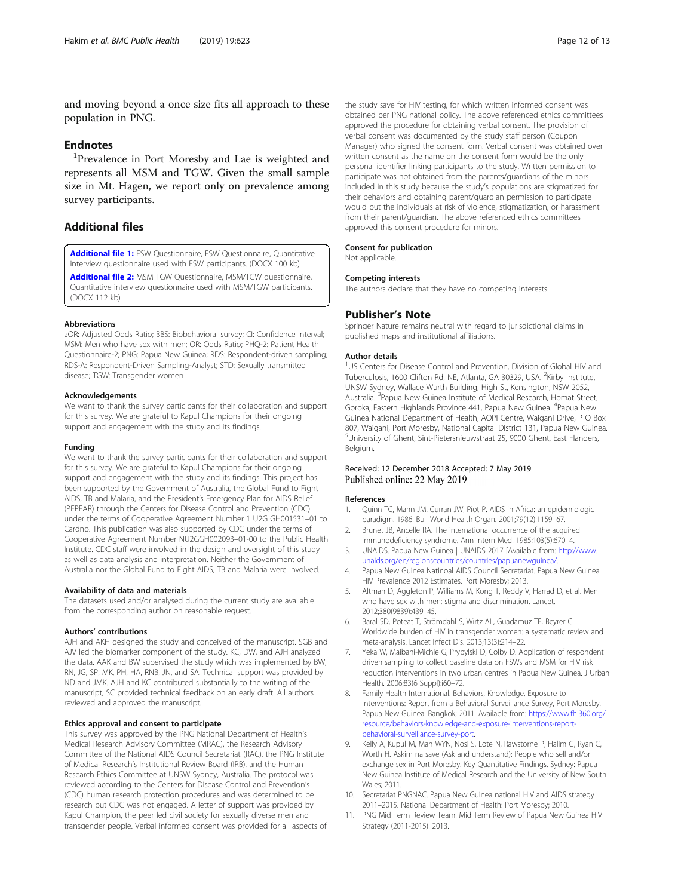and moving beyond a once size fits all approach to these population in PNG.

## Endnotes

[1]Prevalence in Port Moresby and Lae is weighted and represents all MSM and TGW. Given the small sample size in Mt. Hagen, we report only on prevalence among survey participants.

## Additional files

**Additional file 1:** FSW Questionnaire, FSW Questionnaire, Quantitative interview questionnaire used with FSW participants. (DOCX 100 kb)

**Additional file 2:** MSM TGW Questionnaire, MSM/TGW questionnaire, Quantitative interview questionnaire used with MSM/TGW participants. (DOCX 112 kb)

### Abbreviations

aOR: Adjusted Odds Ratio; BBS: Biobehavioral survey; CI: Confidence Interval; MSM: Men who have sex with men; OR: Odds Ratio; PHQ-2: Patient Health Questionnaire-2; PNG: Papua New Guinea; RDS: Respondent-driven sampling; RDS-A: Respondent-Driven Sampling-Analyst; STD: Sexually transmitted disease; TGW: Transgender women

### Acknowledgements

We want to thank the survey participants for their collaboration and support for this survey. We are grateful to Kapul Champions for their ongoing support and engagement with the study and its findings.

### Funding

We want to thank the survey participants for their collaboration and support for this survey. We are grateful to Kapul Champions for their ongoing support and engagement with the study and its findings. This project has been supported by the Government of Australia, the Global Fund to Fight AIDS, TB and Malaria, and the President's Emergency Plan for AIDS Relief (PEPFAR) through the Centers for Disease Control and Prevention (CDC) under the terms of Cooperative Agreement Number 1 U2G GH001531–01 to Cardno. This publication was also supported by CDC under the terms of Cooperative Agreement Number NU2GGH002093–01-00 to the Public Health Institute. CDC staff were involved in the design and oversight of this study as well as data analysis and interpretation. Neither the Government of Australia nor the Global Fund to Fight AIDS, TB and Malaria were involved.

### Availability of data and materials

The datasets used and/or analysed during the current study are available from the corresponding author on reasonable request.

### Authors' contributions

AJH and AKH designed the study and conceived of the manuscript. SGB and AJV led the biomarker component of the study. KC, DW, and AJH analyzed the data. AAK and BW supervised the study which was implemented by BW, RN, JG, SP, MK, PH, HA, RNB, JN, and SA. Technical support was provided by ND and JMK. AJH and KC contributed substantially to the writing of the manuscript, SC provided technical feedback on an early draft. All authors reviewed and approved the manuscript.

### Ethics approval and consent to participate

This survey was approved by the PNG National Department of Health's Medical Research Advisory Committee (MRAC), the Research Advisory Committee of the National AIDS Council Secretariat (RAC), the PNG Institute of Medical Research's Institutional Review Board (IRB), and the Human Research Ethics Committee at UNSW Sydney, Australia. The protocol was reviewed according to the Centers for Disease Control and Prevention's (CDC) human research protection procedures and was determined to be research but CDC was not engaged. A letter of support was provided by Kapul Champion, the peer led civil society for sexually diverse men and transgender people. Verbal informed consent was provided for all aspects of the study save for HIV testing, for which written informed consent was obtained per PNG national policy. The above referenced ethics committees approved the procedure for obtaining verbal consent. The provision of verbal consent was documented by the study staff person (Coupon Manager) who signed the consent form. Verbal consent was obtained over written consent as the name on the consent form would be the only personal identifier linking participants to the study. Written permission to participate was not obtained from the parents/guardians of the minors included in this study because the study's populations are stigmatized for their behaviors and obtaining parent/guardian permission to participate would put the individuals at risk of violence, stigmatization, or harassment from their parent/guardian. The above referenced ethics committees approved this consent procedure for minors.

### Consent for publication

Not applicable.

### Competing interests

The authors declare that they have no competing interests.

## Publisher's Note

Springer Nature remains neutral with regard to jurisdictional claims in published maps and institutional affiliations.

### Author details

[1]US Centers for Disease Control and Prevention, Division of Global HIV and Tuberculosis, 1600 Clifton Rd, NE, Atlanta, GA 30329, USA. [2]Kirby Institute, UNSW Sydney, Wallace Wurth Building, High St, Kensington, NSW 2052, Australia. [3]Papua New Guinea Institute of Medical Research, Homat Street, Goroka, Eastern Highlands Province 441, Papua New Guinea. [4]Papua New Guinea National Department of Health, AOPI Centre, Waigani Drive, P O Box 807, Waigani, Port Moresby, National Capital District 131, Papua New Guinea. [5]University of Ghent, Sint-Pietersnieuwstraat 25, 9000 Ghent, East Flanders, Belgium.

Received: 12 December 2018 Accepted: 7 May 2019
Published online: 22 May 2019

### References

1. Quinn TC, Mann JM, Curran JW, Piot P. AIDS in Africa: an epidemiologic paradigm. 1986. Bull World Health Organ. 2001;79(12):1159–67.
2. Brunet JB, Ancelle RA. The international occurrence of the acquired immunodeficiency syndrome. Ann Intern Med. 1985;103(5):670–4.
3. UNAIDS. Papua New Guinea | UNAIDS 2017 [Available from: http://www.unaids.org/en/regionscountries/countries/papuanewguinea/.
4. Papua New Guinea Natinoal AIDS Council Secretariat. Papua New Guinea HIV Prevalence 2012 Estimates. Port Moresby; 2013.
5. Altman D, Aggleton P, Williams M, Kong T, Reddy V, Harrad D, et al. Men who have sex with men: stigma and discrimination. Lancet. 2012;380(9839):439–45.
6. Baral SD, Poteat T, Strömdahl S, Wirtz AL, Guadamuz TE, Beyrer C. Worldwide burden of HIV in transgender women: a systematic review and meta-analysis. Lancet Infect Dis. 2013;13(3):214–22.
7. Yeka W, Maibani-Michie G, Prybylski D, Colby D. Application of respondent driven sampling to collect baseline data on FSWs and MSM for HIV risk reduction interventions in two urban centres in Papua New Guinea. J Urban Health. 2006;83(6 Suppl):i60–72.
8. Family Health International. Behaviors, Knowledge, Exposure to Interventions: Report from a Behavioral Surveillance Survey, Port Moresby, Papua New Guinea. Bangkok; 2011. Available from: https://www.fhi360.org/resource/behaviors-knowledge-and-exposure-interventions-report-behavioral-surveillance-survey-port.
9. Kelly A, Kupul M, Man WYN, Nosi S, Lote N, Rawstorne P, Halim G, Ryan C, Worth H. Askim na save (Ask and understand): People who sell and/or exchange sex in Port Moresby. Key Quantitative Findings. Sydney: Papua New Guinea Institute of Medical Research and the University of New South Wales; 2011.
10. Secretariat PNGNAC. Papua New Guinea national HIV and AIDS strategy 2011–2015. National Department of Health: Port Moresby; 2010.
11. PNG Mid Term Review Team. Mid Term Review of Papua New Guinea HIV Strategy (2011-2015). 2013.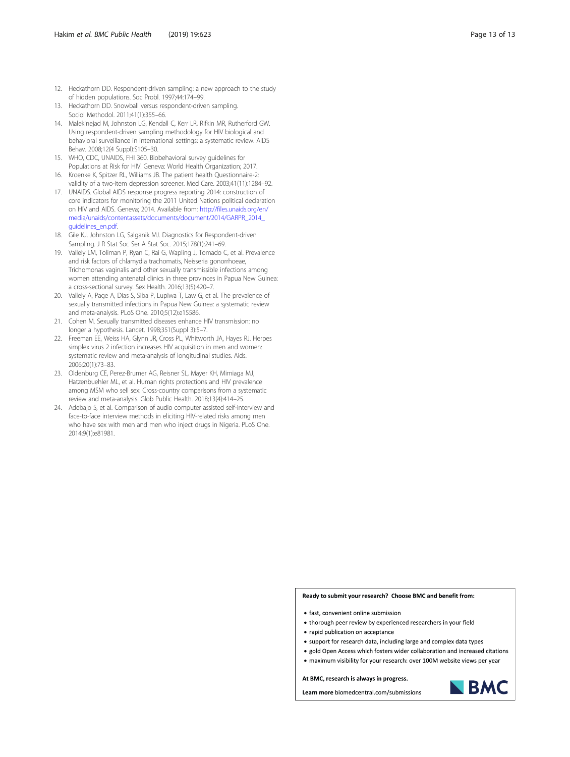12. Heckathorn DD. Respondent-driven sampling: a new approach to the study of hidden populations. Soc Probl. 1997;44:174–99.
13. Heckathorn DD. Snowball versus respondent-driven sampling. Sociol Methodol. 2011;41(1):355–66.
14. Malekinejad M, Johnston LG, Kendall C, Kerr LR, Rifkin MR, Rutherford GW. Using respondent-driven sampling methodology for HIV biological and behavioral surveillance in international settings: a systematic review. AIDS Behav. 2008;12(4 Suppl):S105–30.
15. WHO, CDC, UNAIDS, FHI 360. Biobehavioral survey guidelines for Populations at Risk for HIV. Geneva: World Health Organization; 2017.
16. Kroenke K, Spitzer RL, Williams JB. The patient health Questionnaire-2: validity of a two-item depression screener. Med Care. 2003;41(11):1284–92.
17. UNAIDS. Global AIDS response progress reporting 2014: construction of core indicators for monitoring the 2011 United Nations political declaration on HIV and AIDS. Geneva; 2014. Available from: http://files.unaids.org/en/media/unaids/contentassets/documents/document/2014/GARPR_2014_guidelines_en.pdf.
18. Gile KJ, Johnston LG, Salganik MJ. Diagnostics for Respondent-driven Sampling. J R Stat Soc Ser A Stat Soc. 2015;178(1):241–69.
19. Vallely LM, Toliman P, Ryan C, Rai G, Wapling J, Tomado C, et al. Prevalence and risk factors of chlamydia trachomatis, Neisseria gonorrhoeae, Trichomonas vaginalis and other sexually transmissible infections among women attending antenatal clinics in three provinces in Papua New Guinea: a cross-sectional survey. Sex Health. 2016;13(5):420–7.
20. Vallely A, Page A, Dias S, Siba P, Lupiwa T, Law G, et al. The prevalence of sexually transmitted infections in Papua New Guinea: a systematic review and meta-analysis. PLoS One. 2010;5(12):e15586.
21. Cohen M. Sexually transmitted diseases enhance HIV transmission: no longer a hypothesis. Lancet. 1998;351(Suppl 3):5–7.
22. Freeman EE, Weiss HA, Glynn JR, Cross PL, Whitworth JA, Hayes RJ. Herpes simplex virus 2 infection increases HIV acquisition in men and women: systematic review and meta-analysis of longitudinal studies. Aids. 2006;20(1):73–83.
23. Oldenburg CE, Perez-Brumer AG, Reisner SL, Mayer KH, Mimiaga MJ, Hatzenbuehler ML, et al. Human rights protections and HIV prevalence among MSM who sell sex: Cross-country comparisons from a systematic review and meta-analysis. Glob Public Health. 2018;13(4):414–25.
24. Adebajo S, et al. Comparison of audio computer assisted self-interview and face-to-face interview methods in eliciting HIV-related risks among men who have sex with men and men who inject drugs in Nigeria. PLoS One. 2014;9(1):e81981.

**Ready to submit your research? Choose BMC and benefit from:**

- fast, convenient online submission
- thorough peer review by experienced researchers in your field
- rapid publication on acceptance
- support for research data, including large and complex data types
- gold Open Access which fosters wider collaboration and increased citations
- maximum visibility for your research: over 100M website views per year

**At BMC, research is always in progress.**

**Learn more** biomedcentral.com/submissions

BMC